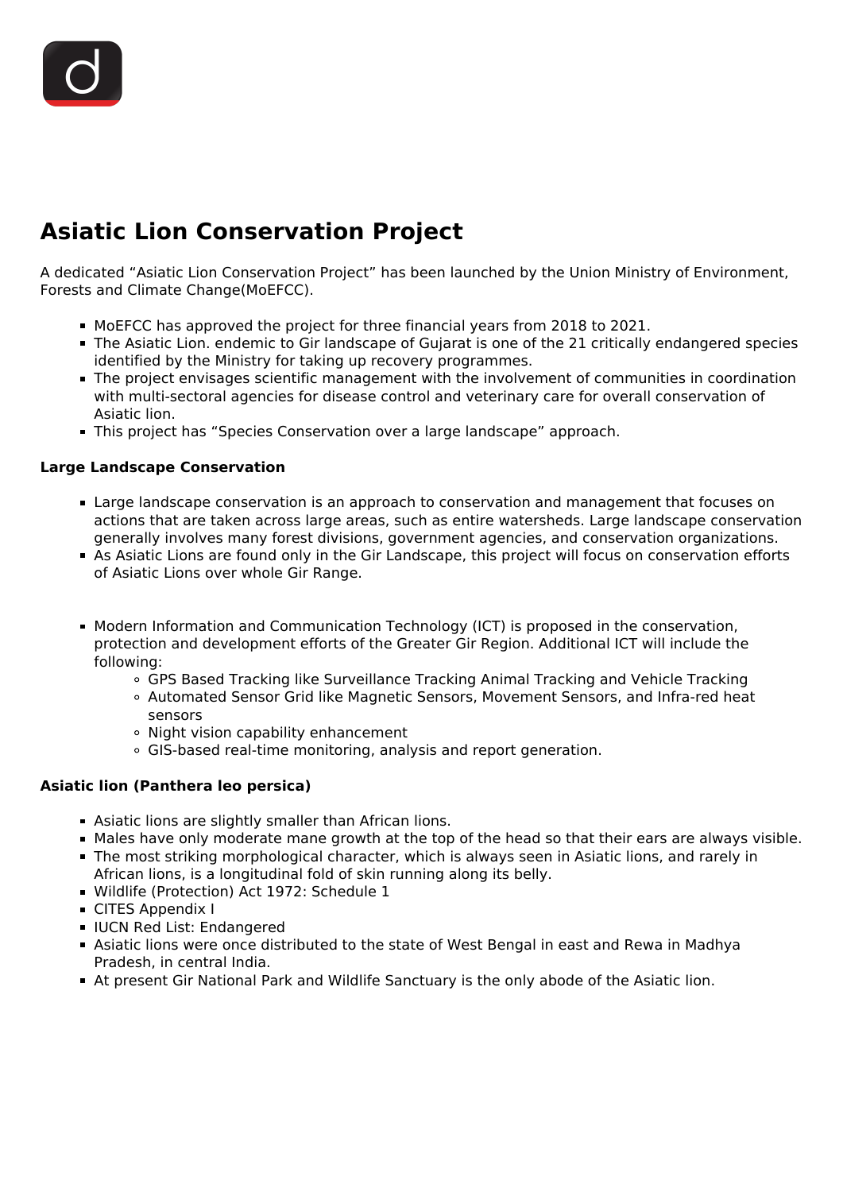# Asiatic Lion Conservation Project

A dedicated "Asiatic Lion Conservation Project" has been launched by the Union Ministry of Environment, Forests and Climate Change(MoEFCC).

- MoEFCC has approved the project for three financial years from 2018 to 2021.
- The Asiatic Lion. endemic to Gir landscape of Gujarat is one of the 21 critically endangered species identified by the Ministry for taking up recovery programmes.
- The project envisages scientific management with the involvement of communities in coordination with multi-sectoral agencies for disease control and veterinary care for overall conservation of Asiatic lion.
- This project has "Species Conservation over a large landscape" approach.

**Large Landscape Conservation**

- Large landscape conservation is an approach to conservation and management that focuses on actions that are taken across large areas, such as entire watersheds. Large landscape conservation generally involves many forest divisions, government agencies, and conservation organizations.
- As Asiatic Lions are found only in the Gir Landscape, this project will focus on conservation efforts of Asiatic Lions over whole Gir Range.

- Modern Information and Communication Technology (ICT) is proposed in the conservation, protection and development efforts of the Greater Gir Region. Additional ICT will include the following:
  - GPS Based Tracking like Surveillance Tracking Animal Tracking and Vehicle Tracking
  - Automated Sensor Grid like Magnetic Sensors, Movement Sensors, and Infra-red heat sensors
  - Night vision capability enhancement
  - GIS-based real-time monitoring, analysis and report generation.

**Asiatic lion (Panthera leo persica)**

- Asiatic lions are slightly smaller than African lions.
- Males have only moderate mane growth at the top of the head so that their ears are always visible.
- The most striking morphological character, which is always seen in Asiatic lions, and rarely in African lions, is a longitudinal fold of skin running along its belly.
- Wildlife (Protection) Act 1972: Schedule 1
- CITES Appendix I
- IUCN Red List: Endangered
- Asiatic lions were once distributed to the state of West Bengal in east and Rewa in Madhya Pradesh, in central India.
- At present Gir National Park and Wildlife Sanctuary is the only abode of the Asiatic lion.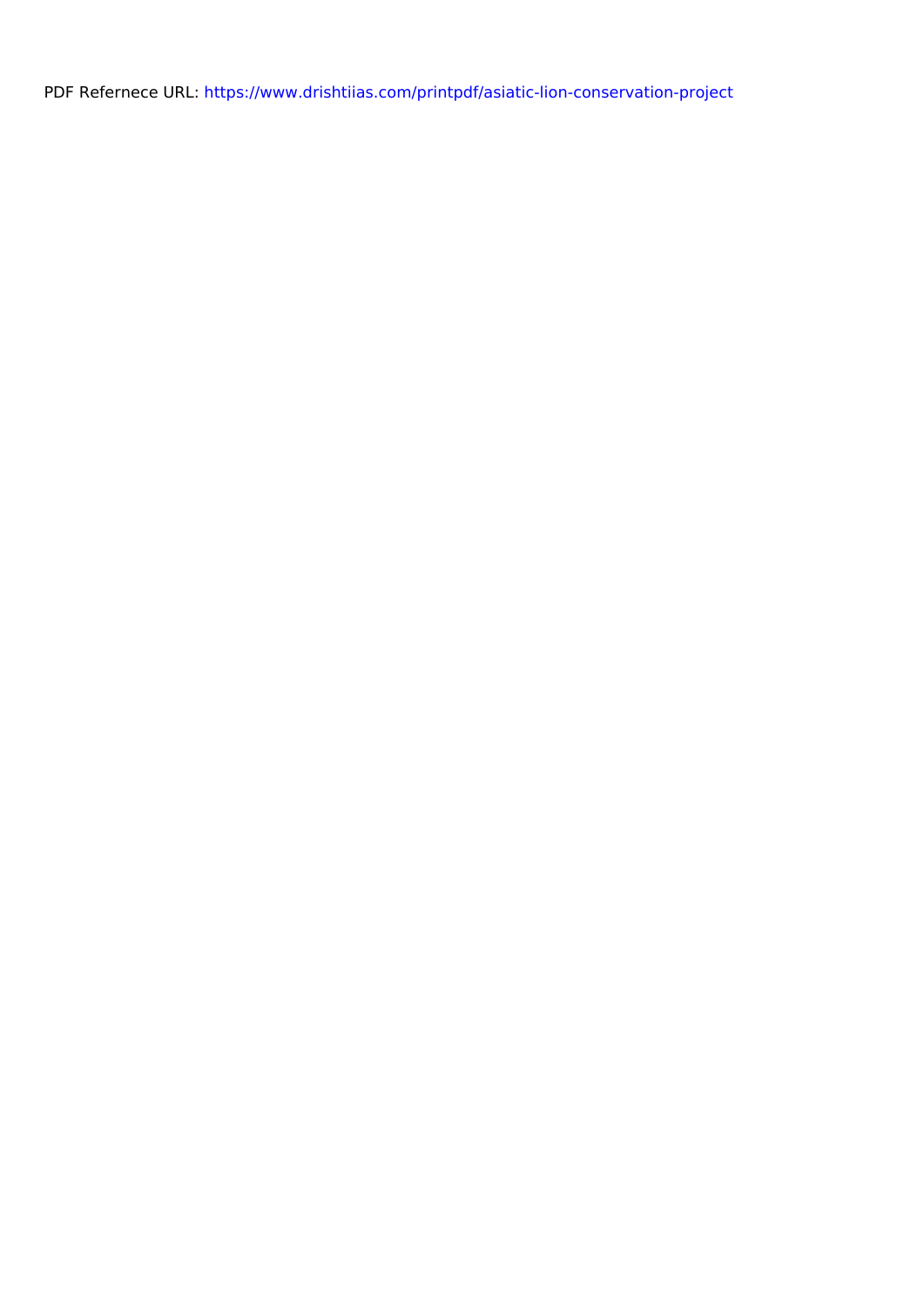PDF Refernece URL: https://www.drishtiias.com/printpdf/asiatic-lion-conservation-project